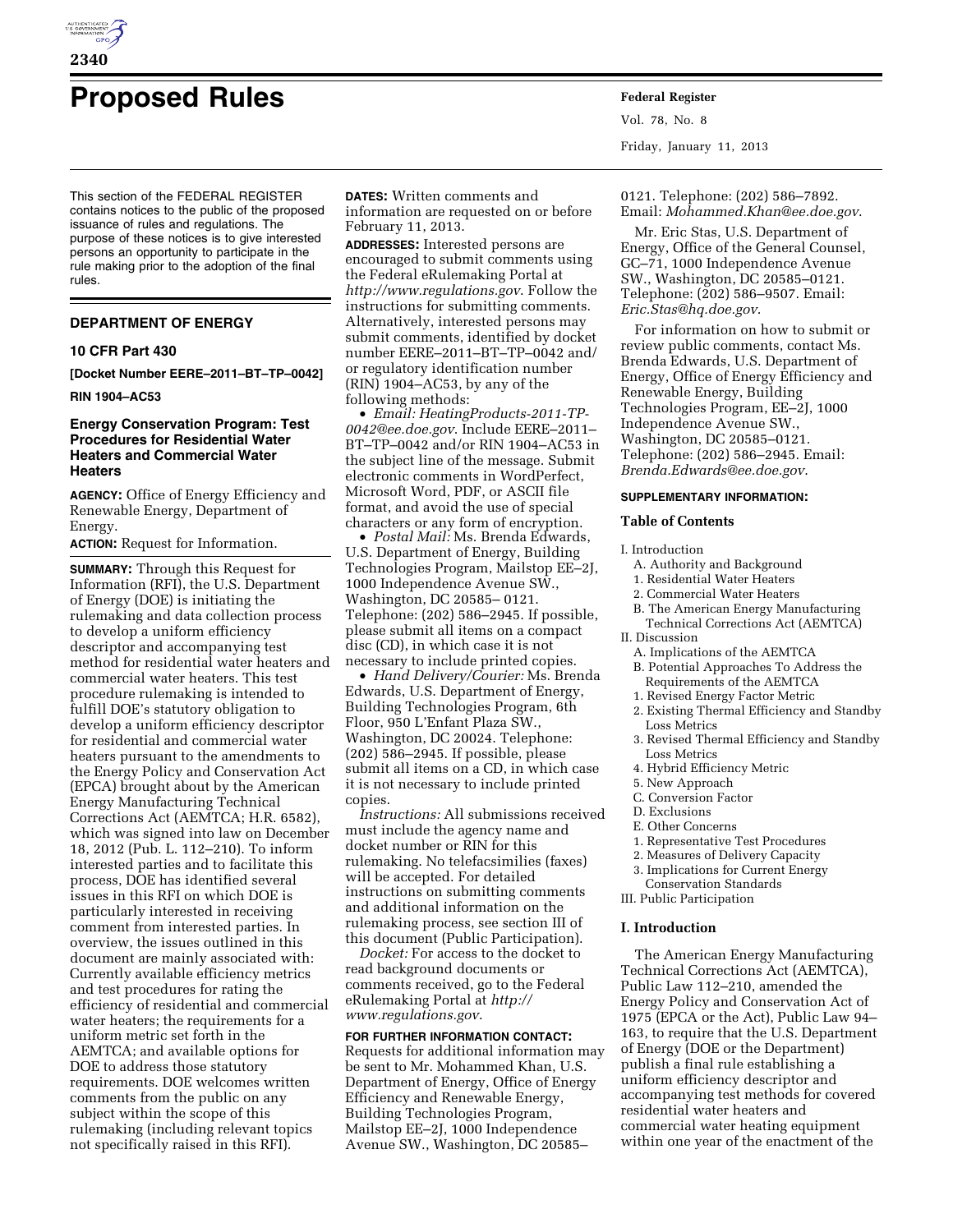# Proposed Rules

This section of the FEDERAL REGISTER contains notices to the public of the proposed issuance of rules and regulations. The purpose of these notices is to give interested persons an opportunity to participate in the rule making prior to the adoption of the final rules.

## DEPARTMENT OF ENERGY

### 10 CFR Part 430

**[Docket Number EERE–2011–BT–TP–0042]**

**RIN 1904–AC53**

### Energy Conservation Program: Test Procedures for Residential Water Heaters and Commercial Water Heaters

**AGENCY:** Office of Energy Efficiency and Renewable Energy, Department of Energy.

**ACTION:** Request for Information.

**SUMMARY:** Through this Request for Information (RFI), the U.S. Department of Energy (DOE) is initiating the rulemaking and data collection process to develop a uniform efficiency descriptor and accompanying test method for residential water heaters and commercial water heaters. This test procedure rulemaking is intended to fulfill DOE's statutory obligation to develop a uniform efficiency descriptor for residential and commercial water heaters pursuant to the amendments to the Energy Policy and Conservation Act (EPCA) brought about by the American Energy Manufacturing Technical Corrections Act (AEMTCA; H.R. 6582), which was signed into law on December 18, 2012 (Pub. L. 112–210). To inform interested parties and to facilitate this process, DOE has identified several issues in this RFI on which DOE is particularly interested in receiving comment from interested parties. In overview, the issues outlined in this document are mainly associated with: Currently available efficiency metrics and test procedures for rating the efficiency of residential and commercial water heaters; the requirements for a uniform metric set forth in the AEMTCA; and available options for DOE to address those statutory requirements. DOE welcomes written comments from the public on any subject within the scope of this rulemaking (including relevant topics not specifically raised in this RFI).

**DATES:** Written comments and information are requested on or before February 11, 2013.

**ADDRESSES:** Interested persons are encouraged to submit comments using the Federal eRulemaking Portal at *http://www.regulations.gov*. Follow the instructions for submitting comments. Alternatively, interested persons may submit comments, identified by docket number EERE–2011–BT–TP–0042 and/or regulatory identification number (RIN) 1904–AC53, by any of the following methods:

- *Email: HeatingProducts-2011-TP-0042@ee.doe.gov*. Include EERE–2011–BT–TP–0042 and/or RIN 1904–AC53 in the subject line of the message. Submit electronic comments in WordPerfect, Microsoft Word, PDF, or ASCII file format, and avoid the use of special characters or any form of encryption.
- *Postal Mail:* Ms. Brenda Edwards, U.S. Department of Energy, Building Technologies Program, Mailstop EE–2J, 1000 Independence Avenue SW., Washington, DC 20585– 0121. Telephone: (202) 586–2945. If possible, please submit all items on a compact disc (CD), in which case it is not necessary to include printed copies.
- *Hand Delivery/Courier:* Ms. Brenda Edwards, U.S. Department of Energy, Building Technologies Program, 6th Floor, 950 L'Enfant Plaza SW., Washington, DC 20024. Telephone: (202) 586–2945. If possible, please submit all items on a CD, in which case it is not necessary to include printed copies.

*Instructions:* All submissions received must include the agency name and docket number or RIN for this rulemaking. No telefacsimilies (faxes) will be accepted. For detailed instructions on submitting comments and additional information on the rulemaking process, see section III of this document (Public Participation).

*Docket:* For access to the docket to read background documents or comments received, go to the Federal eRulemaking Portal at *http://www.regulations.gov*.

**FOR FURTHER INFORMATION CONTACT:** Requests for additional information may be sent to Mr. Mohammed Khan, U.S. Department of Energy, Office of Energy Efficiency and Renewable Energy, Building Technologies Program, Mailstop EE–2J, 1000 Independence Avenue SW., Washington, DC 20585–0121. Telephone: (202) 586–7892. Email: *Mohammed.Khan@ee.doe.gov*.

Mr. Eric Stas, U.S. Department of Energy, Office of the General Counsel, GC–71, 1000 Independence Avenue SW., Washington, DC 20585–0121. Telephone: (202) 586–9507. Email: *Eric.Stas@hq.doe.gov*.

For information on how to submit or review public comments, contact Ms. Brenda Edwards, U.S. Department of Energy, Office of Energy Efficiency and Renewable Energy, Building Technologies Program, EE–2J, 1000 Independence Avenue SW., Washington, DC 20585–0121. Telephone: (202) 586–2945. Email: *Brenda.Edwards@ee.doe.gov*.

**SUPPLEMENTARY INFORMATION:**

**Table of Contents**

- I. Introduction
  - A. Authority and Background
  - 1. Residential Water Heaters
  - 2. Commercial Water Heaters
  - B. The American Energy Manufacturing Technical Corrections Act (AEMTCA)
- II. Discussion
  - A. Implications of the AEMTCA
  - B. Potential Approaches To Address the Requirements of the AEMTCA
  - 1. Revised Energy Factor Metric
  - 2. Existing Thermal Efficiency and Standby Loss Metrics
  - 3. Revised Thermal Efficiency and Standby Loss Metrics
  - 4. Hybrid Efficiency Metric
  - 5. New Approach
  - C. Conversion Factor
  - D. Exclusions
  - E. Other Concerns
  - 1. Representative Test Procedures
  - 2. Measures of Delivery Capacity
  - 3. Implications for Current Energy Conservation Standards
- III. Public Participation

## I. Introduction

The American Energy Manufacturing Technical Corrections Act (AEMTCA), Public Law 112–210, amended the Energy Policy and Conservation Act of 1975 (EPCA or the Act), Public Law 94–163, to require that the U.S. Department of Energy (DOE or the Department) publish a final rule establishing a uniform efficiency descriptor and accompanying test methods for covered residential water heaters and commercial water heating equipment within one year of the enactment of the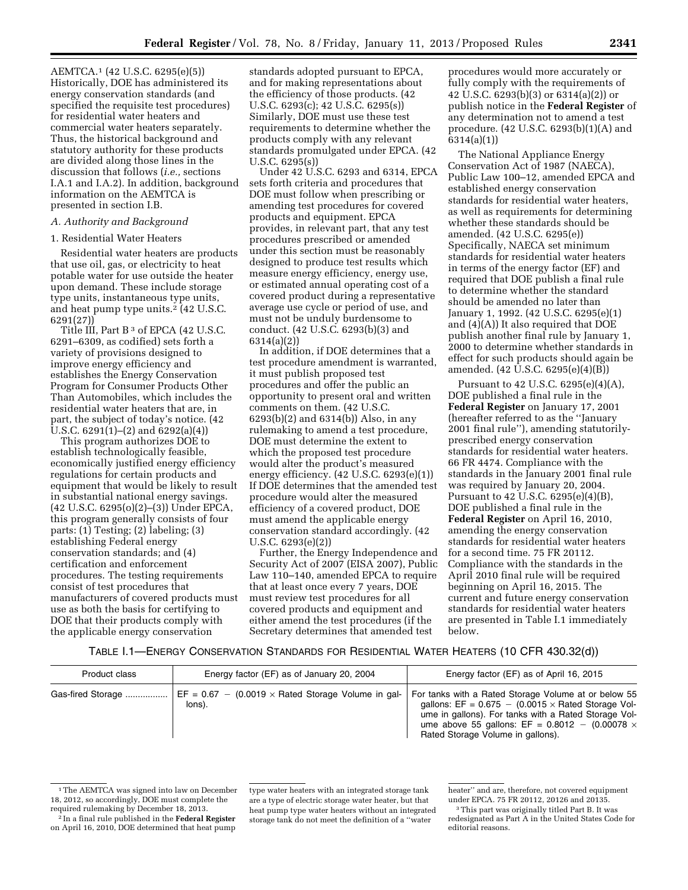AEMTCA.[1] (42 U.S.C. 6295(e)(5)) Historically, DOE has administered its energy conservation standards (and specified the requisite test procedures) for residential water heaters and commercial water heaters separately. Thus, the historical background and statutory authority for these products are divided along those lines in the discussion that follows (*i.e.,* sections I.A.1 and I.A.2). In addition, background information on the AEMTCA is presented in section I.B.

### *A. Authority and Background*

#### 1. Residential Water Heaters

Residential water heaters are products that use oil, gas, or electricity to heat potable water for use outside the heater upon demand. These include storage type units, instantaneous type units, and heat pump type units.[2] (42 U.S.C. 6291(27))

Title III, Part B [3] of EPCA (42 U.S.C. 6291–6309, as codified) sets forth a variety of provisions designed to improve energy efficiency and establishes the Energy Conservation Program for Consumer Products Other Than Automobiles, which includes the residential water heaters that are, in part, the subject of today's notice. (42 U.S.C. 6291(1)–(2) and 6292(a)(4))

This program authorizes DOE to establish technologically feasible, economically justified energy efficiency regulations for certain products and equipment that would be likely to result in substantial national energy savings. (42 U.S.C. 6295(o)(2)–(3)) Under EPCA, this program generally consists of four parts: (1) Testing; (2) labeling; (3) establishing Federal energy conservation standards; and (4) certification and enforcement procedures. The testing requirements consist of test procedures that manufacturers of covered products must use as both the basis for certifying to DOE that their products comply with the applicable energy conservation standards adopted pursuant to EPCA, and for making representations about the efficiency of those products. (42 U.S.C. 6293(c); 42 U.S.C. 6295(s)) Similarly, DOE must use these test requirements to determine whether the products comply with any relevant standards promulgated under EPCA. (42 U.S.C. 6295(s))

Under 42 U.S.C. 6293 and 6314, EPCA sets forth criteria and procedures that DOE must follow when prescribing or amending test procedures for covered products and equipment. EPCA provides, in relevant part, that any test procedures prescribed or amended under this section must be reasonably designed to produce test results which measure energy efficiency, energy use, or estimated annual operating cost of a covered product during a representative average use cycle or period of use, and must not be unduly burdensome to conduct. (42 U.S.C. 6293(b)(3) and 6314(a)(2))

In addition, if DOE determines that a test procedure amendment is warranted, it must publish proposed test procedures and offer the public an opportunity to present oral and written comments on them. (42 U.S.C. 6293(b)(2) and 6314(b)) Also, in any rulemaking to amend a test procedure, DOE must determine the extent to which the proposed test procedure would alter the product's measured energy efficiency. (42 U.S.C. 6293(e)(1)) If DOE determines that the amended test procedure would alter the measured efficiency of a covered product, DOE must amend the applicable energy conservation standard accordingly. (42 U.S.C. 6293(e)(2))

Further, the Energy Independence and Security Act of 2007 (EISA 2007), Public Law 110–140, amended EPCA to require that at least once every 7 years, DOE must review test procedures for all covered products and equipment and either amend the test procedures (if the Secretary determines that amended test procedures would more accurately or fully comply with the requirements of 42 U.S.C. 6293(b)(3) or 6314(a)(2)) or publish notice in the **Federal Register** of any determination not to amend a test procedure. (42 U.S.C. 6293(b)(1)(A) and 6314(a)(1))

The National Appliance Energy Conservation Act of 1987 (NAECA), Public Law 100–12, amended EPCA and established energy conservation standards for residential water heaters, as well as requirements for determining whether these standards should be amended. (42 U.S.C. 6295(e)) Specifically, NAECA set minimum standards for residential water heaters in terms of the energy factor (EF) and required that DOE publish a final rule to determine whether the standard should be amended no later than January 1, 1992. (42 U.S.C. 6295(e)(1) and (4)(A)) It also required that DOE publish another final rule by January 1, 2000 to determine whether standards in effect for such products should again be amended. (42 U.S.C. 6295(e)(4)(B))

Pursuant to 42 U.S.C. 6295(e)(4)(A), DOE published a final rule in the **Federal Register** on January 17, 2001 (hereafter referred to as the ''January 2001 final rule''), amending statutorily-prescribed energy conservation standards for residential water heaters. 66 FR 4474. Compliance with the standards in the January 2001 final rule was required by January 20, 2004. Pursuant to 42 U.S.C. 6295(e)(4)(B), DOE published a final rule in the **Federal Register** on April 16, 2010, amending the energy conservation standards for residential water heaters for a second time. 75 FR 20112. Compliance with the standards in the April 2010 final rule will be required beginning on April 16, 2015. The current and future energy conservation standards for residential water heaters are presented in Table I.1 immediately below.

TABLE I.1—ENERGY CONSERVATION STANDARDS FOR RESIDENTIAL WATER HEATERS (10 CFR 430.32(d))

| Product class | Energy factor (EF) as of January 20, 2004 | Energy factor (EF) as of April 16, 2015 |
|---|---|---|
| Gas-fired Storage | $EF = 0.67 - (0.0019 \times \text{Rated Storage Volume in gallons})$. | For tanks with a Rated Storage Volume at or below 55 gallons: $EF = 0.675 - (0.0015 \times \text{Rated Storage Volume in gallons})$. For tanks with a Rated Storage Volume above 55 gallons: $EF = 0.8012 - (0.00078 \times \text{Rated Storage Volume in gallons})$. |

[1] The AEMTCA was signed into law on December 18, 2012, so accordingly, DOE must complete the required rulemaking by December 18, 2013.

[2] In a final rule published in the **Federal Register** on April 16, 2010, DOE determined that heat pump type water heaters with an integrated storage tank are a type of electric storage water heater, but that heat pump type water heaters without an integrated storage tank do not meet the definition of a ''water heater'' and are, therefore, not covered equipment under EPCA. 75 FR 20112, 20126 and 20135.

[3] This part was originally titled Part B. It was redesignated as Part A in the United States Code for editorial reasons.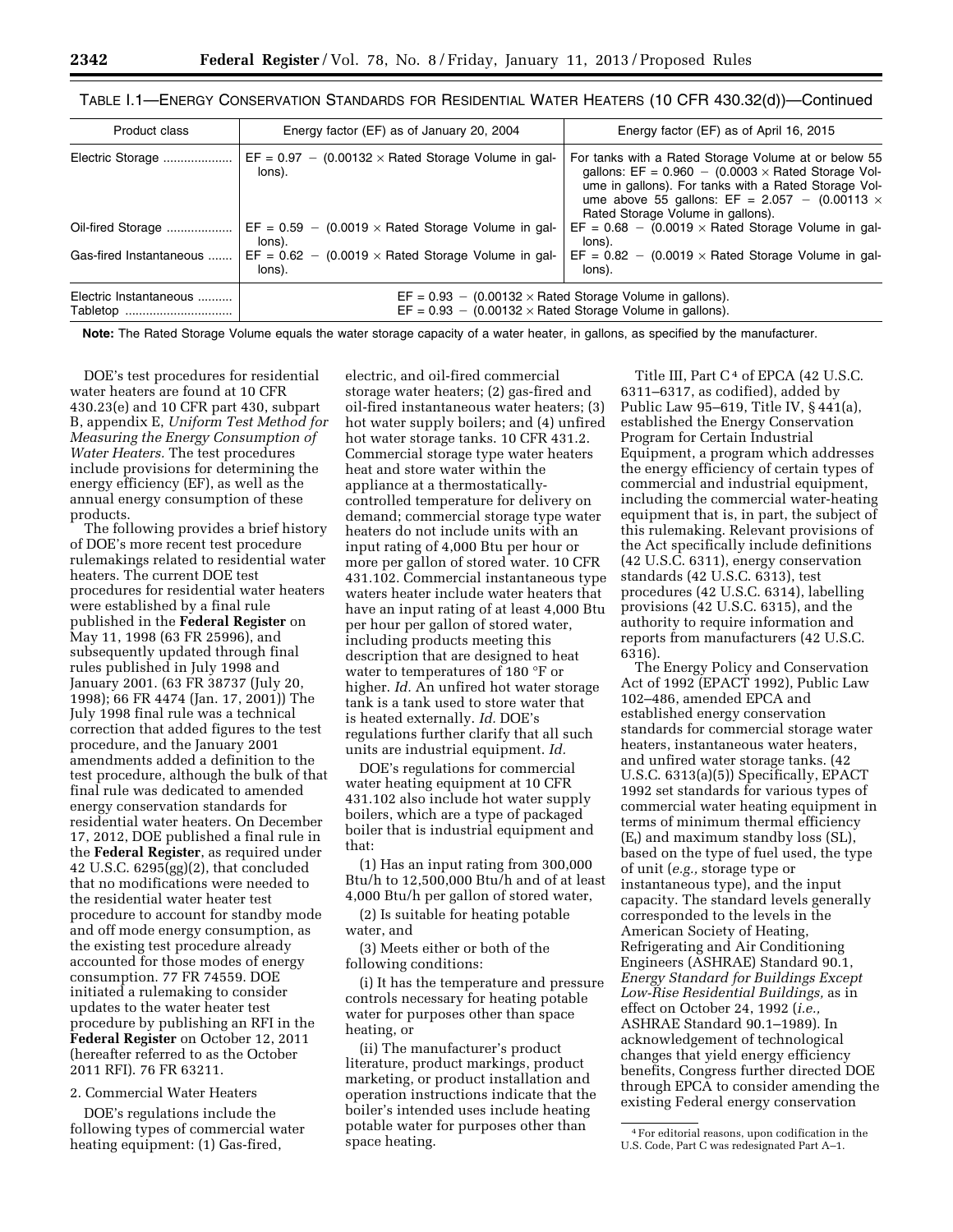TABLE I.1—ENERGY CONSERVATION STANDARDS FOR RESIDENTIAL WATER HEATERS (10 CFR 430.32(d))—Continued

| Product class | Energy factor (EF) as of January 20, 2004 | Energy factor (EF) as of April 16, 2015 |
| --- | --- | --- |
| Electric Storage | EF = 0.97 − (0.00132 × Rated Storage Volume in gallons). | For tanks with a Rated Storage Volume at or below 55 gallons: EF = 0.960 − (0.0003 × Rated Storage Volume in gallons). For tanks with a Rated Storage Volume above 55 gallons: EF = 2.057 − (0.00113 × Rated Storage Volume in gallons). |
| Oil-fired Storage | EF = 0.59 − (0.0019 × Rated Storage Volume in gallons). | EF = 0.68 − (0.0019 × Rated Storage Volume in gallons). |
| Gas-fired Instantaneous | EF = 0.62 − (0.0019 × Rated Storage Volume in gallons). | EF = 0.82 − (0.0019 × Rated Storage Volume in gallons). |
| Electric Instantaneous | EF = 0.93 − (0.00132 × Rated Storage Volume in gallons). | |
| Tabletop | EF = 0.93 − (0.00132 × Rated Storage Volume in gallons). | |

**Note:** The Rated Storage Volume equals the water storage capacity of a water heater, in gallons, as specified by the manufacturer.

DOE's test procedures for residential water heaters are found at 10 CFR 430.23(e) and 10 CFR part 430, subpart B, appendix E, *Uniform Test Method for Measuring the Energy Consumption of Water Heaters.* The test procedures include provisions for determining the energy efficiency (EF), as well as the annual energy consumption of these products.

The following provides a brief history of DOE's more recent test procedure rulemakings related to residential water heaters. The current DOE test procedures for residential water heaters were established by a final rule published in the **Federal Register** on May 11, 1998 (63 FR 25996), and subsequently updated through final rules published in July 1998 and January 2001. (63 FR 38737 (July 20, 1998); 66 FR 4474 (Jan. 17, 2001)) The July 1998 final rule was a technical correction that added figures to the test procedure, and the January 2001 amendments added a definition to the test procedure, although the bulk of that final rule was dedicated to amended energy conservation standards for residential water heaters. On December 17, 2012, DOE published a final rule in the **Federal Register**, as required under 42 U.S.C. 6295(gg)(2), that concluded that no modifications were needed to the residential water heater test procedure to account for standby mode and off mode energy consumption, as the existing test procedure already accounted for those modes of energy consumption. 77 FR 74559. DOE initiated a rulemaking to consider updates to the water heater test procedure by publishing an RFI in the **Federal Register** on October 12, 2011 (hereafter referred to as the October 2011 RFI). 76 FR 63211.

2. Commercial Water Heaters

DOE's regulations include the following types of commercial water heating equipment: (1) Gas-fired, electric, and oil-fired commercial storage water heaters; (2) gas-fired and oil-fired instantaneous water heaters; (3) hot water supply boilers; and (4) unfired hot water storage tanks. 10 CFR 431.2. Commercial storage type water heaters heat and store water within the appliance at a thermostatically-controlled temperature for delivery on demand; commercial storage type water heaters do not include units with an input rating of 4,000 Btu per hour or more per gallon of stored water. 10 CFR 431.102. Commercial instantaneous type waters heater include water heaters that have an input rating of at least 4,000 Btu per hour per gallon of stored water, including products meeting this description that are designed to heat water to temperatures of 180 °F or higher. *Id.* An unfired hot water storage tank is a tank used to store water that is heated externally. *Id.* DOE's regulations further clarify that all such units are industrial equipment. *Id.*

DOE's regulations for commercial water heating equipment at 10 CFR 431.102 also include hot water supply boilers, which are a type of packaged boiler that is industrial equipment and that:

(1) Has an input rating from 300,000 Btu/h to 12,500,000 Btu/h and of at least 4,000 Btu/h per gallon of stored water,

(2) Is suitable for heating potable water, and

(3) Meets either or both of the following conditions:

(i) It has the temperature and pressure controls necessary for heating potable water for purposes other than space heating, or

(ii) The manufacturer's product literature, product markings, product marketing, or product installation and operation instructions indicate that the boiler's intended uses include heating potable water for purposes other than space heating.

Title III, Part C[4] of EPCA (42 U.S.C. 6311–6317, as codified), added by Public Law 95–619, Title IV, § 441(a), established the Energy Conservation Program for Certain Industrial Equipment, a program which addresses the energy efficiency of certain types of commercial and industrial equipment, including the commercial water-heating equipment that is, in part, the subject of this rulemaking. Relevant provisions of the Act specifically include definitions (42 U.S.C. 6311), energy conservation standards (42 U.S.C. 6313), test procedures (42 U.S.C. 6314), labelling provisions (42 U.S.C. 6315), and the authority to require information and reports from manufacturers (42 U.S.C. 6316).

The Energy Policy and Conservation Act of 1992 (EPACT 1992), Public Law 102–486, amended EPCA and established energy conservation standards for commercial storage water heaters, instantaneous water heaters, and unfired water storage tanks. (42 U.S.C. 6313(a)(5)) Specifically, EPACT 1992 set standards for various types of commercial water heating equipment in terms of minimum thermal efficiency ($E_t$) and maximum standby loss (SL), based on the type of fuel used, the type of unit (*e.g.,* storage type or instantaneous type), and the input capacity. The standard levels generally corresponded to the levels in the American Society of Heating, Refrigerating and Air Conditioning Engineers (ASHRAE) Standard 90.1, *Energy Standard for Buildings Except Low-Rise Residential Buildings,* as in effect on October 24, 1992 (*i.e.,* ASHRAE Standard 90.1–1989). In acknowledgement of technological changes that yield energy efficiency benefits, Congress further directed DOE through EPCA to consider amending the existing Federal energy conservation

[4] For editorial reasons, upon codification in the U.S. Code, Part C was redesignated Part A–1.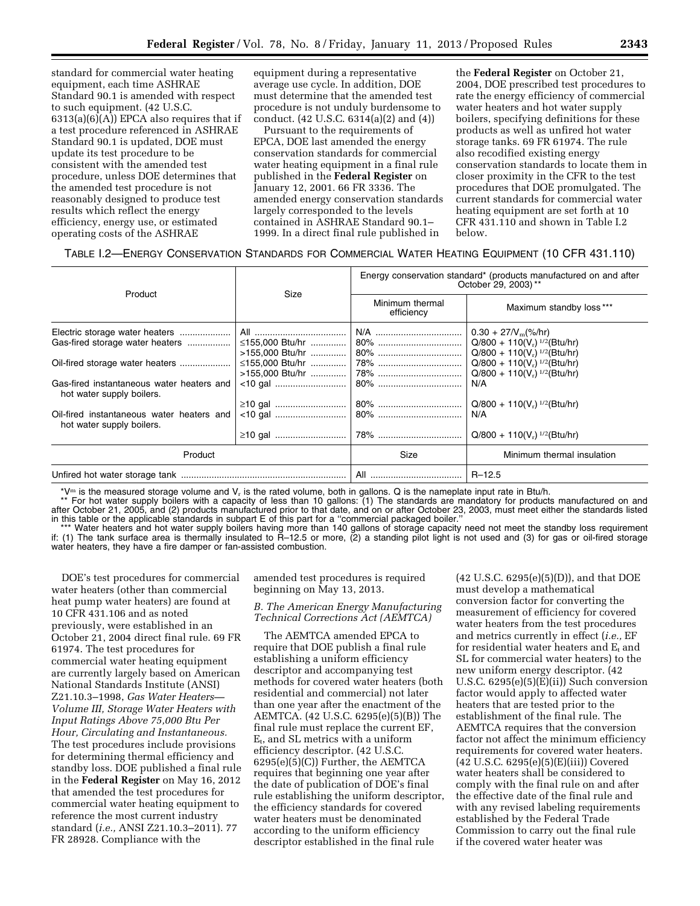standard for commercial water heating equipment, each time ASHRAE Standard 90.1 is amended with respect to such equipment. (42 U.S.C. 6313(a)(6)(A)) EPCA also requires that if a test procedure referenced in ASHRAE Standard 90.1 is updated, DOE must update its test procedure to be consistent with the amended test procedure, unless DOE determines that the amended test procedure is not reasonably designed to produce test results which reflect the energy efficiency, energy use, or estimated operating costs of the ASHRAE equipment during a representative average use cycle. In addition, DOE must determine that the amended test procedure is not unduly burdensome to conduct. (42 U.S.C. 6314(a)(2) and (4))

Pursuant to the requirements of EPCA, DOE last amended the energy conservation standards for commercial water heating equipment in a final rule published in the **Federal Register** on January 12, 2001. 66 FR 3336. The amended energy conservation standards largely corresponded to the levels contained in ASHRAE Standard 90.1–1999. In a direct final rule published in the **Federal Register** on October 21, 2004, DOE prescribed test procedures to rate the energy efficiency of commercial water heaters and hot water supply boilers, specifying definitions for these products as well as unfired hot water storage tanks. 69 FR 61974. The rule also recodified existing energy conservation standards to locate them in closer proximity in the CFR to the test procedures that DOE promulgated. The current standards for commercial water heating equipment are set forth at 10 CFR 431.110 and shown in Table I.2 below.

TABLE I.2—ENERGY CONSERVATION STANDARDS FOR COMMERCIAL WATER HEATING EQUIPMENT (10 CFR 431.110)

| Product | Size | Energy conservation standard* (products manufactured on and after October 29, 2003)** | |
|---|---|---|---|
| | | Minimum thermal efficiency | Maximum standby loss*** |
| Electric storage water heaters | All | N/A | $0.30 + 27/V_m$(%/hr) |
| Gas-fired storage water heaters | ≤155,000 Btu/hr | 80% | $Q/800 + 110(V_r)^{1/2}$(Btu/hr) |
| | >155,000 Btu/hr | 80% | $Q/800 + 110(V_r)^{1/2}$(Btu/hr) |
| Oil-fired storage water heaters | ≤155,000 Btu/hr | 78% | $Q/800 + 110(V_r)^{1/2}$(Btu/hr) |
| | >155,000 Btu/hr | 78% | $Q/800 + 110(V_r)^{1/2}$(Btu/hr) |
| Gas-fired instantaneous water heaters and hot water supply boilers. | <10 gal | 80% | N/A |
| | ≥10 gal | 80% | $Q/800 + 110(V_r)^{1/2}$(Btu/hr) |
| Oil-fired instantaneous water heaters and hot water supply boilers. | <10 gal | 80% | N/A |
| | ≥10 gal | 78% | $Q/800 + 110(V_r)^{1/2}$(Btu/hr) |
| **Product** | | **Size** | **Minimum thermal insulation** |
| Unfired hot water storage tank | | All | R–12.5 |

*$V_m$ is the measured storage volume and $V_r$ is the rated volume, both in gallons. Q is the nameplate input rate in Btu/h.

** For hot water supply boilers with a capacity of less than 10 gallons: (1) The standards are mandatory for products manufactured on and after October 21, 2005, and (2) products manufactured prior to that date, and on or after October 23, 2003, must meet either the standards listed in this table or the applicable standards in subpart E of this part for a "commercial packaged boiler."

*** Water heaters and hot water supply boilers having more than 140 gallons of storage capacity need not meet the standby loss requirement if: (1) The tank surface area is thermally insulated to R–12.5 or more, (2) a standing pilot light is not used and (3) for gas or oil-fired storage water heaters, they have a fire damper or fan-assisted combustion.

DOE's test procedures for commercial water heaters (other than commercial heat pump water heaters) are found at 10 CFR 431.106 and as noted previously, were established in an October 21, 2004 direct final rule. 69 FR 61974. The test procedures for commercial water heating equipment are currently largely based on American National Standards Institute (ANSI) Z21.10.3–1998, *Gas Water Heaters—Volume III, Storage Water Heaters with Input Ratings Above 75,000 Btu Per Hour, Circulating and Instantaneous.* The test procedures include provisions for determining thermal efficiency and standby loss. DOE published a final rule in the **Federal Register** on May 16, 2012 that amended the test procedures for commercial water heating equipment to reference the most current industry standard (*i.e.,* ANSI Z21.10.3–2011). 77 FR 28928. Compliance with the amended test procedures is required beginning on May 13, 2013.

### *B. The American Energy Manufacturing Technical Corrections Act (AEMTCA)*

The AEMTCA amended EPCA to require that DOE publish a final rule establishing a uniform efficiency descriptor and accompanying test methods for covered water heaters (both residential and commercial) not later than one year after the enactment of the AEMTCA. (42 U.S.C. 6295(e)(5)(B)) The final rule must replace the current EF, $E_t$, and SL metrics with a uniform efficiency descriptor. (42 U.S.C. 6295(e)(5)(C)) Further, the AEMTCA requires that beginning one year after the date of publication of DOE's final rule establishing the uniform descriptor, the efficiency standards for covered water heaters must be denominated according to the uniform efficiency descriptor established in the final rule (42 U.S.C. 6295(e)(5)(D)), and that DOE must develop a mathematical conversion factor for converting the measurement of efficiency for covered water heaters from the test procedures and metrics currently in effect (*i.e.,* EF for residential water heaters and $E_t$ and SL for commercial water heaters) to the new uniform energy descriptor. (42 U.S.C. 6295(e)(5)(E)(ii)) Such conversion factor would apply to affected water heaters that are tested prior to the establishment of the final rule. The AEMTCA requires that the conversion factor not affect the minimum efficiency requirements for covered water heaters. (42 U.S.C. 6295(e)(5)(E)(iii)) Covered water heaters shall be considered to comply with the final rule on and after the effective date of the final rule and with any revised labeling requirements established by the Federal Trade Commission to carry out the final rule if the covered water heater was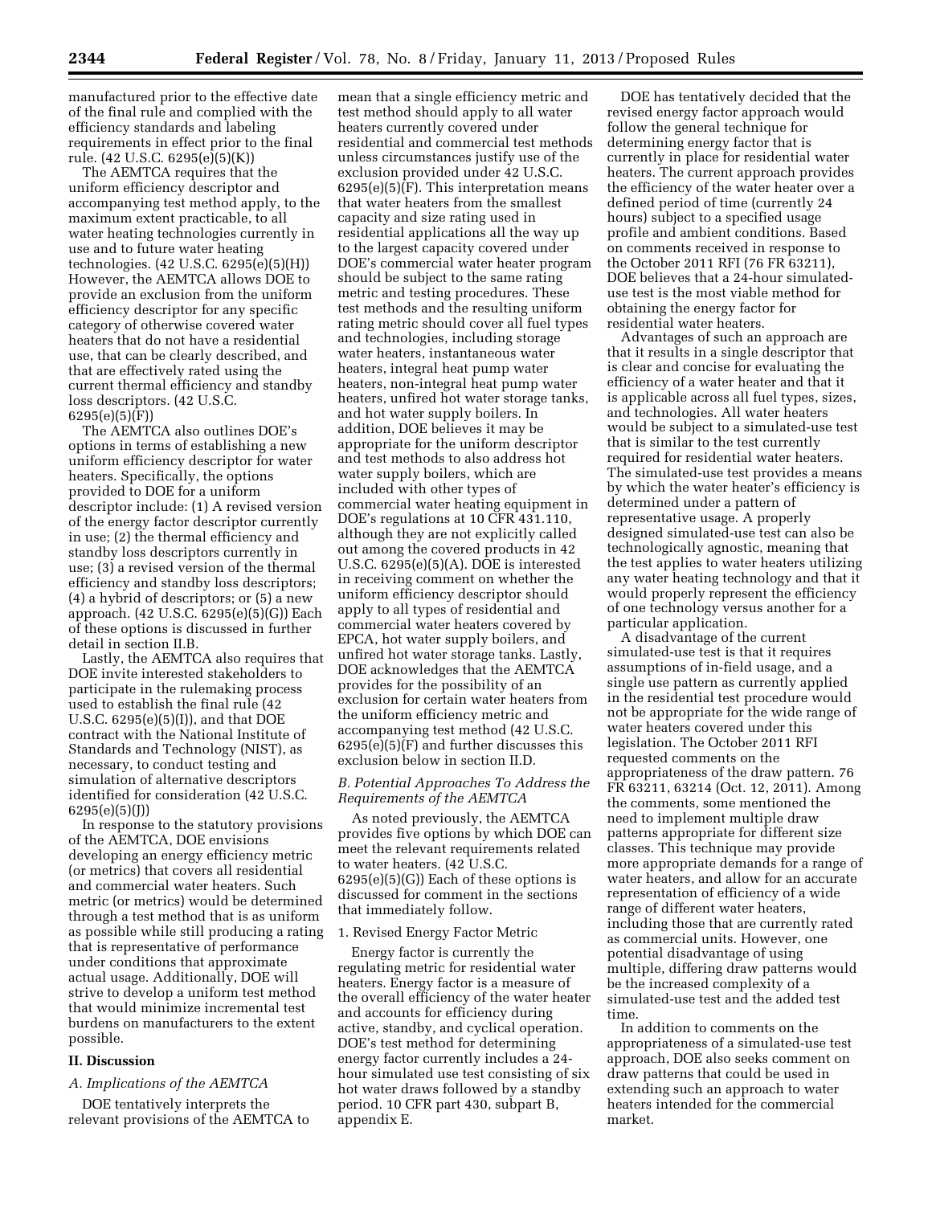manufactured prior to the effective date of the final rule and complied with the efficiency standards and labeling requirements in effect prior to the final rule. (42 U.S.C. 6295(e)(5)(K))

The AEMTCA requires that the uniform efficiency descriptor and accompanying test method apply, to the maximum extent practicable, to all water heating technologies currently in use and to future water heating technologies. (42 U.S.C. 6295(e)(5)(H)) However, the AEMTCA allows DOE to provide an exclusion from the uniform efficiency descriptor for any specific category of otherwise covered water heaters that do not have a residential use, that can be clearly described, and that are effectively rated using the current thermal efficiency and standby loss descriptors. (42 U.S.C. 6295(e)(5)(F))

The AEMTCA also outlines DOE's options in terms of establishing a new uniform efficiency descriptor for water heaters. Specifically, the options provided to DOE for a uniform descriptor include: (1) A revised version of the energy factor descriptor currently in use; (2) the thermal efficiency and standby loss descriptors currently in use; (3) a revised version of the thermal efficiency and standby loss descriptors; (4) a hybrid of descriptors; or (5) a new approach. (42 U.S.C. 6295(e)(5)(G)) Each of these options is discussed in further detail in section II.B.

Lastly, the AEMTCA also requires that DOE invite interested stakeholders to participate in the rulemaking process used to establish the final rule (42 U.S.C. 6295(e)(5)(I)), and that DOE contract with the National Institute of Standards and Technology (NIST), as necessary, to conduct testing and simulation of alternative descriptors identified for consideration (42 U.S.C. 6295(e)(5)(J))

In response to the statutory provisions of the AEMTCA, DOE envisions developing an energy efficiency metric (or metrics) that covers all residential and commercial water heaters. Such metric (or metrics) would be determined through a test method that is as uniform as possible while still producing a rating that is representative of performance under conditions that approximate actual usage. Additionally, DOE will strive to develop a uniform test method that would minimize incremental test burdens on manufacturers to the extent possible.

## II. Discussion

### A. Implications of the AEMTCA

DOE tentatively interprets the relevant provisions of the AEMTCA to mean that a single efficiency metric and test method should apply to all water heaters currently covered under residential and commercial test methods unless circumstances justify use of the exclusion provided under 42 U.S.C. 6295(e)(5)(F). This interpretation means that water heaters from the smallest capacity and size rating used in residential applications all the way up to the largest capacity covered under DOE's commercial water heater program should be subject to the same rating metric and testing procedures. These test methods and the resulting uniform rating metric should cover all fuel types and technologies, including storage water heaters, instantaneous water heaters, integral heat pump water heaters, non-integral heat pump water heaters, unfired hot water storage tanks, and hot water supply boilers. In addition, DOE believes it may be appropriate for the uniform descriptor and test methods to also address hot water supply boilers, which are included with other types of commercial water heating equipment in DOE's regulations at 10 CFR 431.110, although they are not explicitly called out among the covered products in 42 U.S.C. 6295(e)(5)(A). DOE is interested in receiving comment on whether the uniform efficiency descriptor should apply to all types of residential and commercial water heaters covered by EPCA, hot water supply boilers, and unfired hot water storage tanks. Lastly, DOE acknowledges that the AEMTCA provides for the possibility of an exclusion for certain water heaters from the uniform efficiency metric and accompanying test method (42 U.S.C. 6295(e)(5)(F) and further discusses this exclusion below in section II.D.

### B. Potential Approaches To Address the Requirements of the AEMTCA

As noted previously, the AEMTCA provides five options by which DOE can meet the relevant requirements related to water heaters. (42 U.S.C. 6295(e)(5)(G)) Each of these options is discussed for comment in the sections that immediately follow.

#### 1. Revised Energy Factor Metric

Energy factor is currently the regulating metric for residential water heaters. Energy factor is a measure of the overall efficiency of the water heater and accounts for efficiency during active, standby, and cyclical operation. DOE's test method for determining energy factor currently includes a 24-hour simulated use test consisting of six hot water draws followed by a standby period. 10 CFR part 430, subpart B, appendix E.

DOE has tentatively decided that the revised energy factor approach would follow the general technique for determining energy factor that is currently in place for residential water heaters. The current approach provides the efficiency of the water heater over a defined period of time (currently 24 hours) subject to a specified usage profile and ambient conditions. Based on comments received in response to the October 2011 RFI (76 FR 63211), DOE believes that a 24-hour simulated-use test is the most viable method for obtaining the energy factor for residential water heaters.

Advantages of such an approach are that it results in a single descriptor that is clear and concise for evaluating the efficiency of a water heater and that it is applicable across all fuel types, sizes, and technologies. All water heaters would be subject to a simulated-use test that is similar to the test currently required for residential water heaters. The simulated-use test provides a means by which the water heater's efficiency is determined under a pattern of representative usage. A properly designed simulated-use test can also be technologically agnostic, meaning that the test applies to water heaters utilizing any water heating technology and that it would properly represent the efficiency of one technology versus another for a particular application.

A disadvantage of the current simulated-use test is that it requires assumptions of in-field usage, and a single use pattern as currently applied in the residential test procedure would not be appropriate for the wide range of water heaters covered under this legislation. The October 2011 RFI requested comments on the appropriateness of the draw pattern. 76 FR 63211, 63214 (Oct. 12, 2011). Among the comments, some mentioned the need to implement multiple draw patterns appropriate for different size classes. This technique may provide more appropriate demands for a range of water heaters, and allow for an accurate representation of efficiency of a wide range of different water heaters, including those that are currently rated as commercial units. However, one potential disadvantage of using multiple, differing draw patterns would be the increased complexity of a simulated-use test and the added test time.

In addition to comments on the appropriateness of a simulated-use test approach, DOE also seeks comment on draw patterns that could be used in extending such an approach to water heaters intended for the commercial market.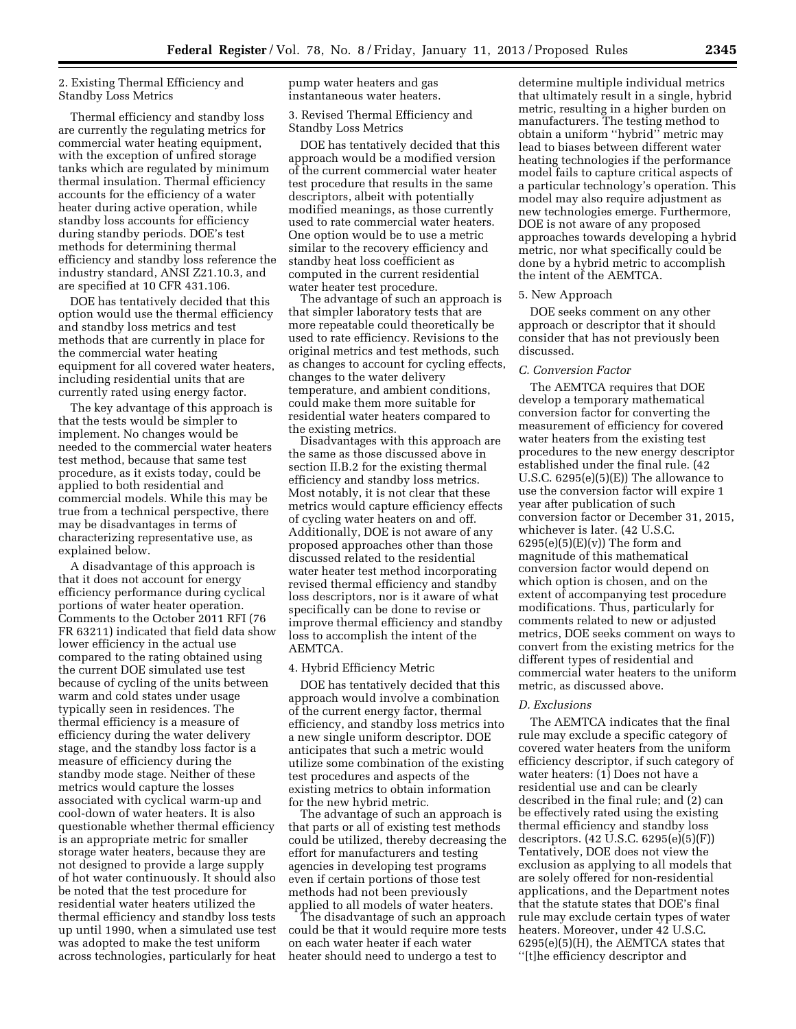2. Existing Thermal Efficiency and Standby Loss Metrics

Thermal efficiency and standby loss are currently the regulating metrics for commercial water heating equipment, with the exception of unfired storage tanks which are regulated by minimum thermal insulation. Thermal efficiency accounts for the efficiency of a water heater during active operation, while standby loss accounts for efficiency during standby periods. DOE's test methods for determining thermal efficiency and standby loss reference the industry standard, ANSI Z21.10.3, and are specified at 10 CFR 431.106.

DOE has tentatively decided that this option would use the thermal efficiency and standby loss metrics and test methods that are currently in place for the commercial water heating equipment for all covered water heaters, including residential units that are currently rated using energy factor.

The key advantage of this approach is that the tests would be simpler to implement. No changes would be needed to the commercial water heaters test method, because that same test procedure, as it exists today, could be applied to both residential and commercial models. While this may be true from a technical perspective, there may be disadvantages in terms of characterizing representative use, as explained below.

A disadvantage of this approach is that it does not account for energy efficiency performance during cyclical portions of water heater operation. Comments to the October 2011 RFI (76 FR 63211) indicated that field data show lower efficiency in the actual use compared to the rating obtained using the current DOE simulated use test because of cycling of the units between warm and cold states under usage typically seen in residences. The thermal efficiency is a measure of efficiency during the water delivery stage, and the standby loss factor is a measure of efficiency during the standby mode stage. Neither of these metrics would capture the losses associated with cyclical warm-up and cool-down of water heaters. It is also questionable whether thermal efficiency is an appropriate metric for smaller storage water heaters, because they are not designed to provide a large supply of hot water continuously. It should also be noted that the test procedure for residential water heaters utilized the thermal efficiency and standby loss tests up until 1990, when a simulated use test was adopted to make the test uniform across technologies, particularly for heat pump water heaters and gas instantaneous water heaters.

3. Revised Thermal Efficiency and Standby Loss Metrics

DOE has tentatively decided that this approach would be a modified version of the current commercial water heater test procedure that results in the same descriptors, albeit with potentially modified meanings, as those currently used to rate commercial water heaters. One option would be to use a metric similar to the recovery efficiency and standby heat loss coefficient as computed in the current residential water heater test procedure.

The advantage of such an approach is that simpler laboratory tests that are more repeatable could theoretically be used to rate efficiency. Revisions to the original metrics and test methods, such as changes to account for cycling effects, changes to the water delivery temperature, and ambient conditions, could make them more suitable for residential water heaters compared to the existing metrics.

Disadvantages with this approach are the same as those discussed above in section II.B.2 for the existing thermal efficiency and standby loss metrics. Most notably, it is not clear that these metrics would capture efficiency effects of cycling water heaters on and off. Additionally, DOE is not aware of any proposed approaches other than those discussed related to the residential water heater test method incorporating revised thermal efficiency and standby loss descriptors, nor is it aware of what specifically can be done to revise or improve thermal efficiency and standby loss to accomplish the intent of the AEMTCA.

4. Hybrid Efficiency Metric

DOE has tentatively decided that this approach would involve a combination of the current energy factor, thermal efficiency, and standby loss metrics into a new single uniform descriptor. DOE anticipates that such a metric would utilize some combination of the existing test procedures and aspects of the existing metrics to obtain information for the new hybrid metric.

The advantage of such an approach is that parts or all of existing test methods could be utilized, thereby decreasing the effort for manufacturers and testing agencies in developing test programs even if certain portions of those test methods had not been previously applied to all models of water heaters.

The disadvantage of such an approach could be that it would require more tests on each water heater if each water heater should need to undergo a test to determine multiple individual metrics that ultimately result in a single, hybrid metric, resulting in a higher burden on manufacturers. The testing method to obtain a uniform "hybrid" metric may lead to biases between different water heating technologies if the performance model fails to capture critical aspects of a particular technology's operation. This model may also require adjustment as new technologies emerge. Furthermore, DOE is not aware of any proposed approaches towards developing a hybrid metric, nor what specifically could be done by a hybrid metric to accomplish the intent of the AEMTCA.

5. New Approach

DOE seeks comment on any other approach or descriptor that it should consider that has not previously been discussed.

*C. Conversion Factor*

The AEMTCA requires that DOE develop a temporary mathematical conversion factor for converting the measurement of efficiency for covered water heaters from the existing test procedures to the new energy descriptor established under the final rule. (42 U.S.C. 6295(e)(5)(E)) The allowance to use the conversion factor will expire 1 year after publication of such conversion factor or December 31, 2015, whichever is later. (42 U.S.C. 6295(e)(5)(E)(v)) The form and magnitude of this mathematical conversion factor would depend on which option is chosen, and on the extent of accompanying test procedure modifications. Thus, particularly for comments related to new or adjusted metrics, DOE seeks comment on ways to convert from the existing metrics for the different types of residential and commercial water heaters to the uniform metric, as discussed above.

*D. Exclusions*

The AEMTCA indicates that the final rule may exclude a specific category of covered water heaters from the uniform efficiency descriptor, if such category of water heaters: (1) Does not have a residential use and can be clearly described in the final rule; and (2) can be effectively rated using the existing thermal efficiency and standby loss descriptors. (42 U.S.C. 6295(e)(5)(F)) Tentatively, DOE does not view the exclusion as applying to all models that are solely offered for non-residential applications, and the Department notes that the statute states that DOE's final rule may exclude certain types of water heaters. Moreover, under 42 U.S.C. 6295(e)(5)(H), the AEMTCA states that "[t]he efficiency descriptor and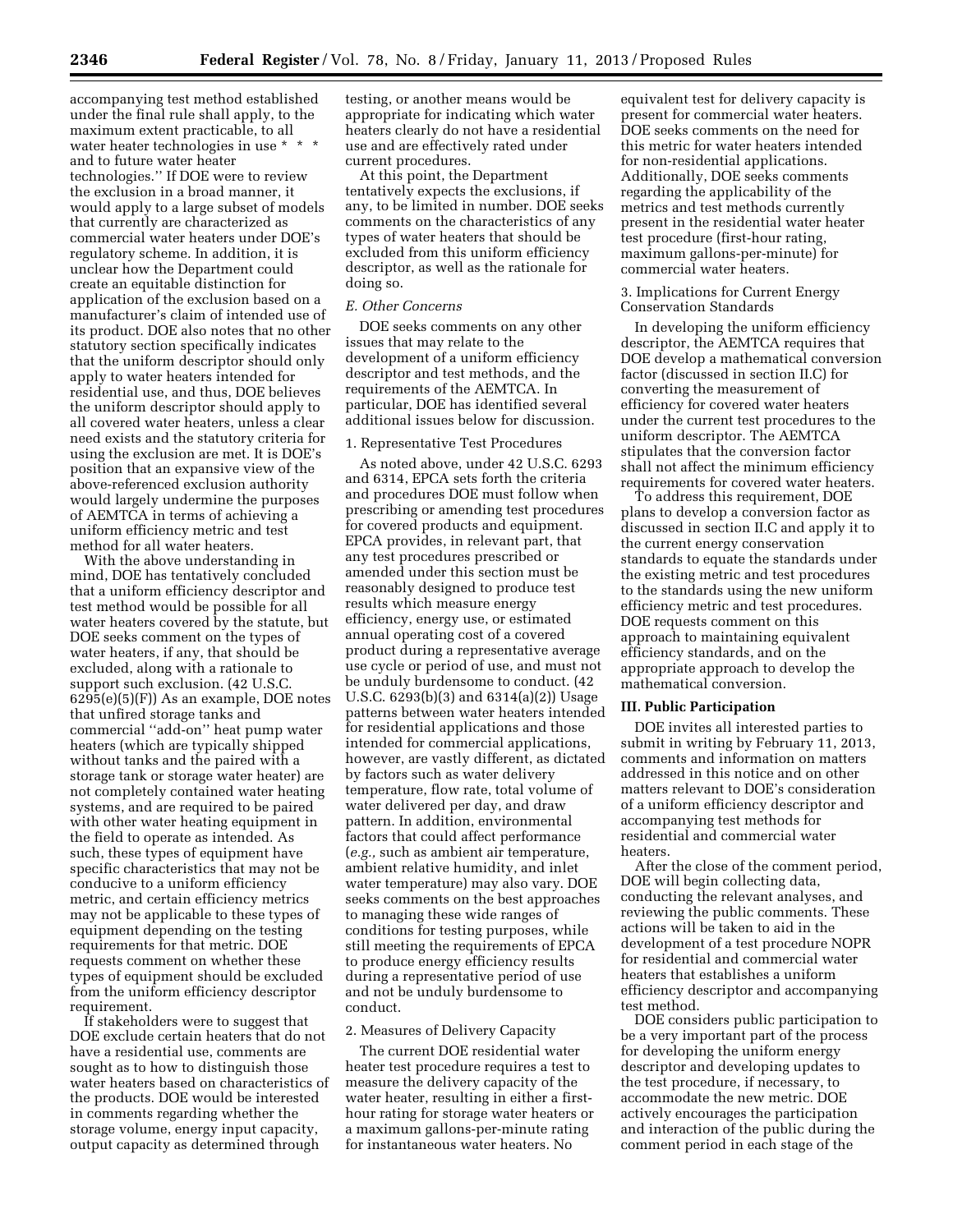accompanying test method established under the final rule shall apply, to the maximum extent practicable, to all water heater technologies in use * * * and to future water heater technologies.'' If DOE were to review the exclusion in a broad manner, it would apply to a large subset of models that currently are characterized as commercial water heaters under DOE's regulatory scheme. In addition, it is unclear how the Department could create an equitable distinction for application of the exclusion based on a manufacturer's claim of intended use of its product. DOE also notes that no other statutory section specifically indicates that the uniform descriptor should only apply to water heaters intended for residential use, and thus, DOE believes the uniform descriptor should apply to all covered water heaters, unless a clear need exists and the statutory criteria for using the exclusion are met. It is DOE's position that an expansive view of the above-referenced exclusion authority would largely undermine the purposes of AEMTCA in terms of achieving a uniform efficiency metric and test method for all water heaters.

With the above understanding in mind, DOE has tentatively concluded that a uniform efficiency descriptor and test method would be possible for all water heaters covered by the statute, but DOE seeks comment on the types of water heaters, if any, that should be excluded, along with a rationale to support such exclusion. (42 U.S.C. 6295(e)(5)(F)) As an example, DOE notes that unfired storage tanks and commercial ''add-on'' heat pump water heaters (which are typically shipped without tanks and the paired with a storage tank or storage water heater) are not completely contained water heating systems, and are required to be paired with other water heating equipment in the field to operate as intended. As such, these types of equipment have specific characteristics that may not be conducive to a uniform efficiency metric, and certain efficiency metrics may not be applicable to these types of equipment depending on the testing requirements for that metric. DOE requests comment on whether these types of equipment should be excluded from the uniform efficiency descriptor requirement.

If stakeholders were to suggest that DOE exclude certain heaters that do not have a residential use, comments are sought as to how to distinguish those water heaters based on characteristics of the products. DOE would be interested in comments regarding whether the storage volume, energy input capacity, output capacity as determined through testing, or another means would be appropriate for indicating which water heaters clearly do not have a residential use and are effectively rated under current procedures.

At this point, the Department tentatively expects the exclusions, if any, to be limited in number. DOE seeks comments on the characteristics of any types of water heaters that should be excluded from this uniform efficiency descriptor, as well as the rationale for doing so.

### *E. Other Concerns*

DOE seeks comments on any other issues that may relate to the development of a uniform efficiency descriptor and test methods, and the requirements of the AEMTCA. In particular, DOE has identified several additional issues below for discussion.

#### 1. Representative Test Procedures

As noted above, under 42 U.S.C. 6293 and 6314, EPCA sets forth the criteria and procedures DOE must follow when prescribing or amending test procedures for covered products and equipment. EPCA provides, in relevant part, that any test procedures prescribed or amended under this section must be reasonably designed to produce test results which measure energy efficiency, energy use, or estimated annual operating cost of a covered product during a representative average use cycle or period of use, and must not be unduly burdensome to conduct. (42 U.S.C. 6293(b)(3) and 6314(a)(2)) Usage patterns between water heaters intended for residential applications and those intended for commercial applications, however, are vastly different, as dictated by factors such as water delivery temperature, flow rate, total volume of water delivered per day, and draw pattern. In addition, environmental factors that could affect performance (*e.g.,* such as ambient air temperature, ambient relative humidity, and inlet water temperature) may also vary. DOE seeks comments on the best approaches to managing these wide ranges of conditions for testing purposes, while still meeting the requirements of EPCA to produce energy efficiency results during a representative period of use and not be unduly burdensome to conduct.

#### 2. Measures of Delivery Capacity

The current DOE residential water heater test procedure requires a test to measure the delivery capacity of the water heater, resulting in either a first-hour rating for storage water heaters or a maximum gallons-per-minute rating for instantaneous water heaters. No equivalent test for delivery capacity is present for commercial water heaters. DOE seeks comments on the need for this metric for water heaters intended for non-residential applications. Additionally, DOE seeks comments regarding the applicability of the metrics and test methods currently present in the residential water heater test procedure (first-hour rating, maximum gallons-per-minute) for commercial water heaters.

#### 3. Implications for Current Energy Conservation Standards

In developing the uniform efficiency descriptor, the AEMTCA requires that DOE develop a mathematical conversion factor (discussed in section II.C) for converting the measurement of efficiency for covered water heaters under the current test procedures to the uniform descriptor. The AEMTCA stipulates that the conversion factor shall not affect the minimum efficiency requirements for covered water heaters.

To address this requirement, DOE plans to develop a conversion factor as discussed in section II.C and apply it to the current energy conservation standards to equate the standards under the existing metric and test procedures to the standards using the new uniform efficiency metric and test procedures. DOE requests comment on this approach to maintaining equivalent efficiency standards, and on the appropriate approach to develop the mathematical conversion.

## III. Public Participation

DOE invites all interested parties to submit in writing by February 11, 2013, comments and information on matters addressed in this notice and on other matters relevant to DOE's consideration of a uniform efficiency descriptor and accompanying test methods for residential and commercial water heaters.

After the close of the comment period, DOE will begin collecting data, conducting the relevant analyses, and reviewing the public comments. These actions will be taken to aid in the development of a test procedure NOPR for residential and commercial water heaters that establishes a uniform efficiency descriptor and accompanying test method.

DOE considers public participation to be a very important part of the process for developing the uniform energy descriptor and developing updates to the test procedure, if necessary, to accommodate the new metric. DOE actively encourages the participation and interaction of the public during the comment period in each stage of the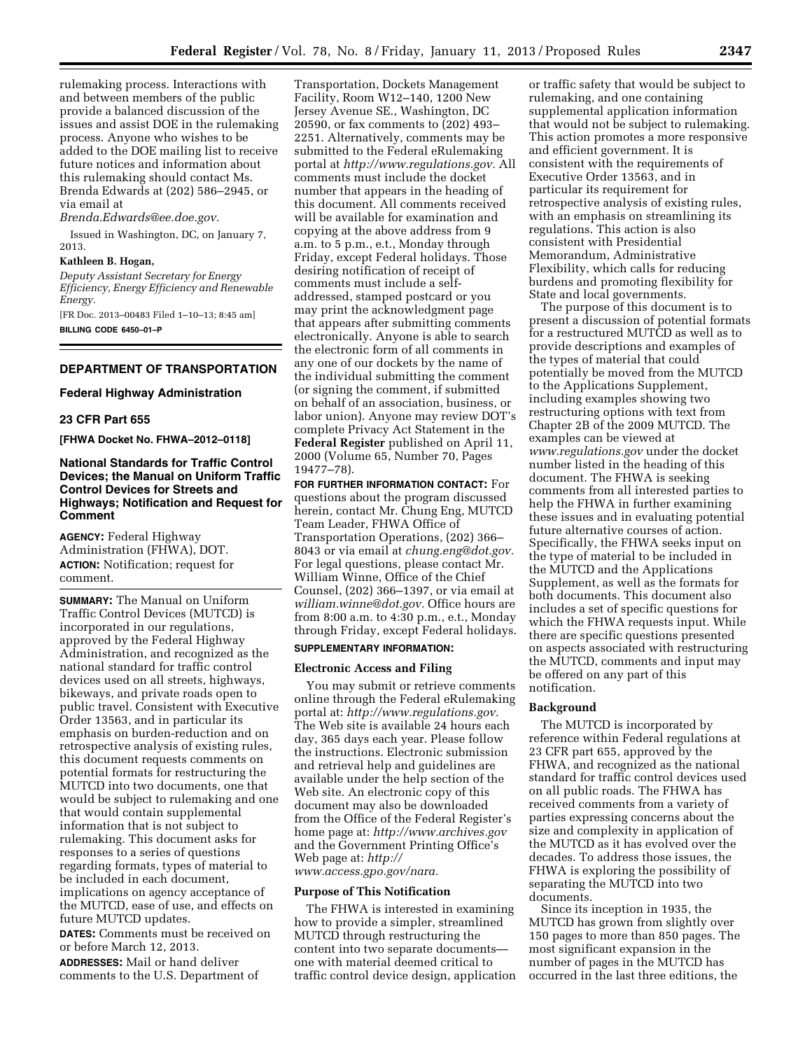rulemaking process. Interactions with and between members of the public provide a balanced discussion of the issues and assist DOE in the rulemaking process. Anyone who wishes to be added to the DOE mailing list to receive future notices and information about this rulemaking should contact Ms. Brenda Edwards at (202) 586–2945, or via email at *Brenda.Edwards@ee.doe.gov.*

Issued in Washington, DC, on January 7, 2013.

**Kathleen B. Hogan,**

*Deputy Assistant Secretary for Energy Efficiency, Energy Efficiency and Renewable Energy.*

[FR Doc. 2013–00483 Filed 1–10–13; 8:45 am]

**BILLING CODE 6450–01–P**

---

## DEPARTMENT OF TRANSPORTATION

### Federal Highway Administration

### 23 CFR Part 655

**[FHWA Docket No. FHWA–2012–0118]**

### National Standards for Traffic Control Devices; the Manual on Uniform Traffic Control Devices for Streets and Highways; Notification and Request for Comment

**AGENCY:** Federal Highway Administration (FHWA), DOT.

**ACTION:** Notification; request for comment.

**SUMMARY:** The Manual on Uniform Traffic Control Devices (MUTCD) is incorporated in our regulations, approved by the Federal Highway Administration, and recognized as the national standard for traffic control devices used on all streets, highways, bikeways, and private roads open to public travel. Consistent with Executive Order 13563, and in particular its emphasis on burden-reduction and on retrospective analysis of existing rules, this document requests comments on potential formats for restructuring the MUTCD into two documents, one that would be subject to rulemaking and one that would contain supplemental information that is not subject to rulemaking. This document asks for responses to a series of questions regarding formats, types of material to be included in each document, implications on agency acceptance of the MUTCD, ease of use, and effects on future MUTCD updates.

**DATES:** Comments must be received on or before March 12, 2013.

**ADDRESSES:** Mail or hand deliver comments to the U.S. Department of Transportation, Dockets Management Facility, Room W12–140, 1200 New Jersey Avenue SE., Washington, DC 20590, or fax comments to (202) 493–2251. Alternatively, comments may be submitted to the Federal eRulemaking portal at *http://www.regulations.gov.* All comments must include the docket number that appears in the heading of this document. All comments received will be available for examination and copying at the above address from 9 a.m. to 5 p.m., e.t., Monday through Friday, except Federal holidays. Those desiring notification of receipt of comments must include a self-addressed, stamped postcard or you may print the acknowledgment page that appears after submitting comments electronically. Anyone is able to search the electronic form of all comments in any one of our dockets by the name of the individual submitting the comment (or signing the comment, if submitted on behalf of an association, business, or labor union). Anyone may review DOT's complete Privacy Act Statement in the **Federal Register** published on April 11, 2000 (Volume 65, Number 70, Pages 19477–78).

**FOR FURTHER INFORMATION CONTACT:** For questions about the program discussed herein, contact Mr. Chung Eng, MUTCD Team Leader, FHWA Office of Transportation Operations, (202) 366–8043 or via email at *chung.eng@dot.gov.* For legal questions, please contact Mr. William Winne, Office of the Chief Counsel, (202) 366–1397, or via email at *william.winne@dot.gov.* Office hours are from 8:00 a.m. to 4:30 p.m., e.t., Monday through Friday, except Federal holidays.

**SUPPLEMENTARY INFORMATION:**

**Electronic Access and Filing**

You may submit or retrieve comments online through the Federal eRulemaking portal at: *http://www.regulations.gov.* The Web site is available 24 hours each day, 365 days each year. Please follow the instructions. Electronic submission and retrieval help and guidelines are available under the help section of the Web site. An electronic copy of this document may also be downloaded from the Office of the Federal Register's home page at: *http://www.archives.gov* and the Government Printing Office's Web page at: *http://www.access.gpo.gov/nara.*

**Purpose of This Notification**

The FHWA is interested in examining how to provide a simpler, streamlined MUTCD through restructuring the content into two separate documents—one with material deemed critical to traffic control device design, application or traffic safety that would be subject to rulemaking, and one containing supplemental application information that would not be subject to rulemaking. This action promotes a more responsive and efficient government. It is consistent with the requirements of Executive Order 13563, and in particular its requirement for retrospective analysis of existing rules, with an emphasis on streamlining its regulations. This action is also consistent with Presidential Memorandum, Administrative Flexibility, which calls for reducing burdens and promoting flexibility for State and local governments.

The purpose of this document is to present a discussion of potential formats for a restructured MUTCD as well as to provide descriptions and examples of the types of material that could potentially be moved from the MUTCD to the Applications Supplement, including examples showing two restructuring options with text from Chapter 2B of the 2009 MUTCD. The examples can be viewed at *www.regulations.gov* under the docket number listed in the heading of this document. The FHWA is seeking comments from all interested parties to help the FHWA in further examining these issues and in evaluating potential future alternative courses of action. Specifically, the FHWA seeks input on the type of material to be included in the MUTCD and the Applications Supplement, as well as the formats for both documents. This document also includes a set of specific questions for which the FHWA requests input. While there are specific questions presented on aspects associated with restructuring the MUTCD, comments and input may be offered on any part of this notification.

**Background**

The MUTCD is incorporated by reference within Federal regulations at 23 CFR part 655, approved by the FHWA, and recognized as the national standard for traffic control devices used on all public roads. The FHWA has received comments from a variety of parties expressing concerns about the size and complexity in application of the MUTCD as it has evolved over the decades. To address those issues, the FHWA is exploring the possibility of separating the MUTCD into two documents.

Since its inception in 1935, the MUTCD has grown from slightly over 150 pages to more than 850 pages. The most significant expansion in the number of pages in the MUTCD has occurred in the last three editions, the